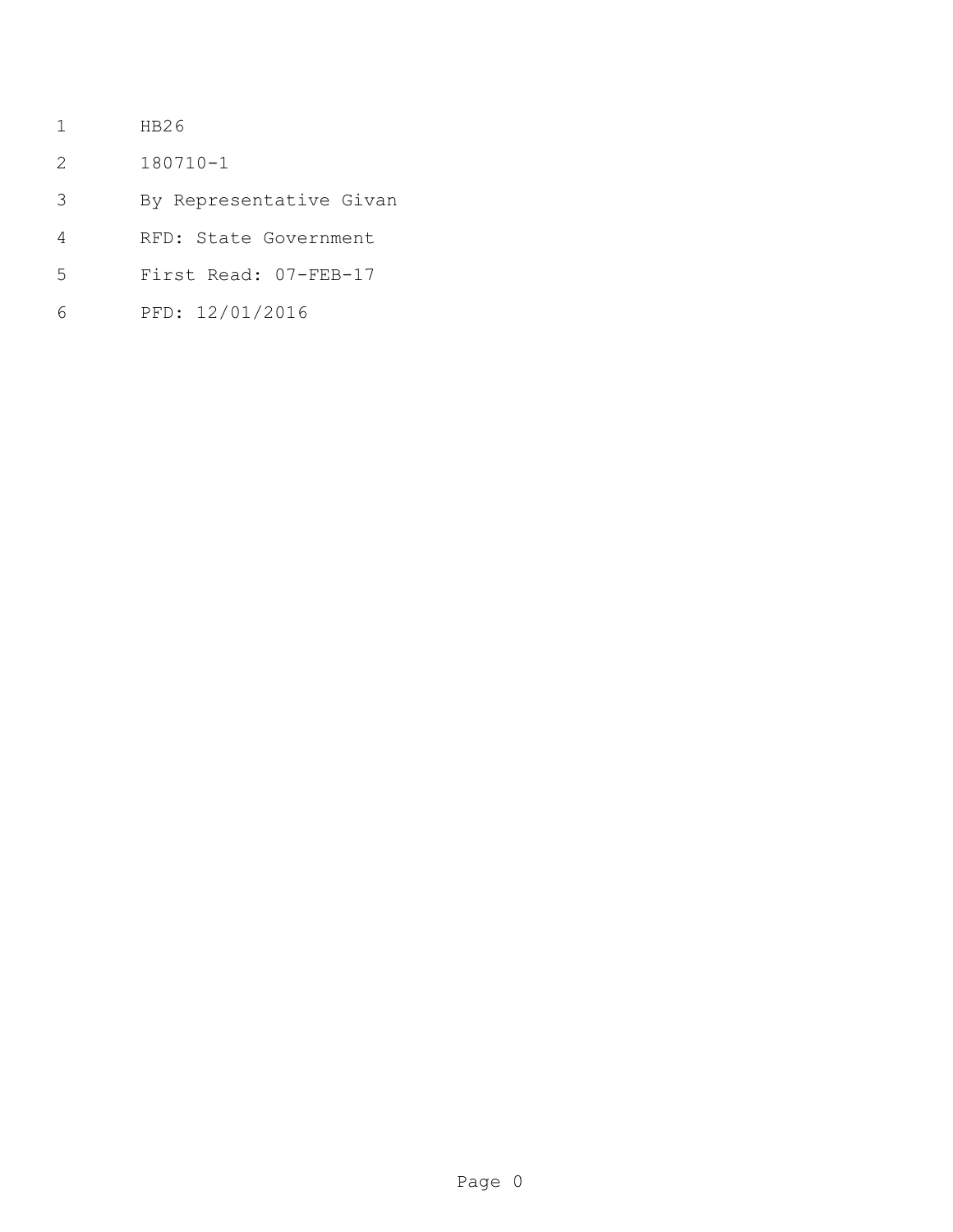HB26

180710-1

By Representative Givan

RFD: State Government

First Read: 07-FEB-17

PFD: 12/01/2016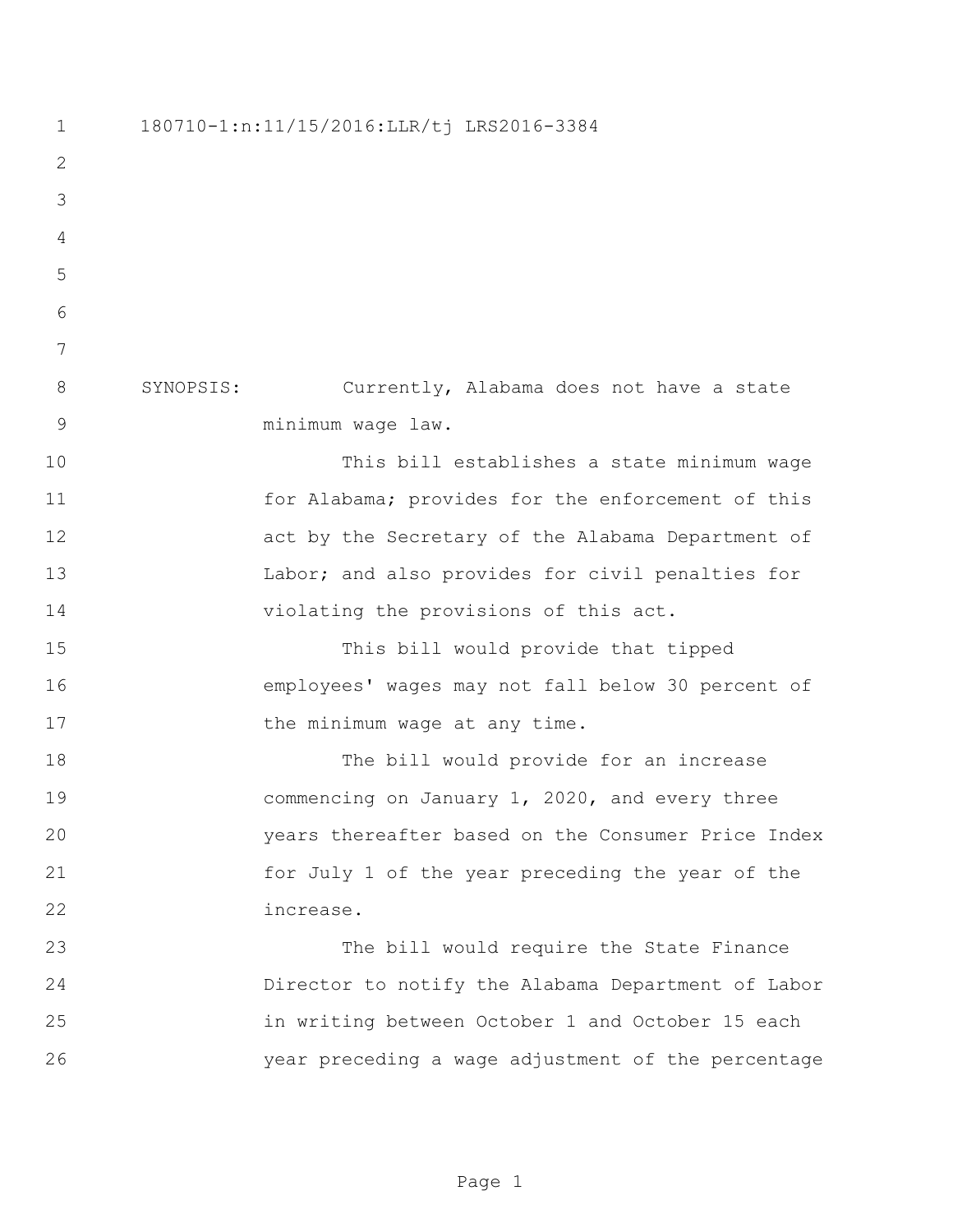180710-1:n:11/15/2016:LLR/tj LRS2016-3384

SYNOPSIS: Currently, Alabama does not have a state minimum wage law.

This bill establishes a state minimum wage for Alabama; provides for the enforcement of this act by the Secretary of the Alabama Department of Labor; and also provides for civil penalties for violating the provisions of this act.

This bill would provide that tipped employees' wages may not fall below 30 percent of the minimum wage at any time.

The bill would provide for an increase commencing on January 1, 2020, and every three years thereafter based on the Consumer Price Index for July 1 of the year preceding the year of the increase.

The bill would require the State Finance Director to notify the Alabama Department of Labor in writing between October 1 and October 15 each year preceding a wage adjustment of the percentage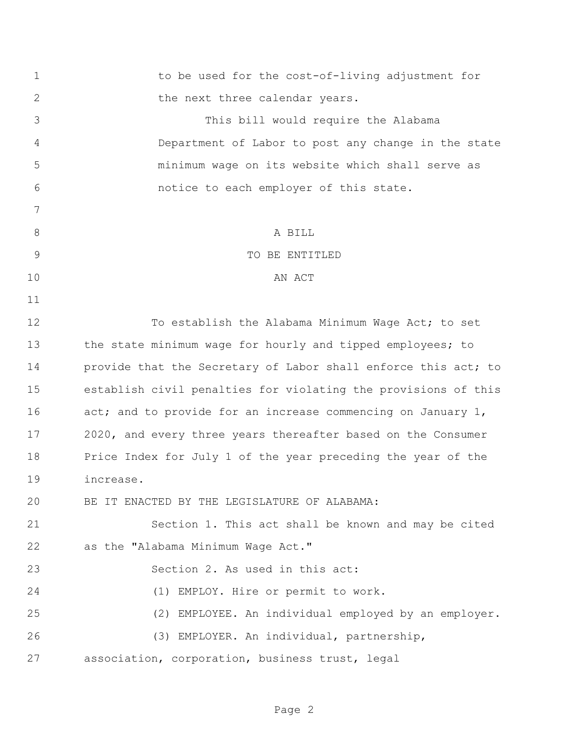to be used for the cost-of-living adjustment for the next three calendar years.

This bill would require the Alabama Department of Labor to post any change in the state minimum wage on its website which shall serve as notice to each employer of this state.

A BILL

TO BE ENTITLED

AN ACT

To establish the Alabama Minimum Wage Act; to set the state minimum wage for hourly and tipped employees; to provide that the Secretary of Labor shall enforce this act; to establish civil penalties for violating the provisions of this act; and to provide for an increase commencing on January 1, 2020, and every three years thereafter based on the Consumer Price Index for July 1 of the year preceding the year of the increase.

BE IT ENACTED BY THE LEGISLATURE OF ALABAMA:

Section 1. This act shall be known and may be cited as the "Alabama Minimum Wage Act."

Section 2. As used in this act:

(1) EMPLOY. Hire or permit to work.

(2) EMPLOYEE. An individual employed by an employer.

(3) EMPLOYER. An individual, partnership, association, corporation, business trust, legal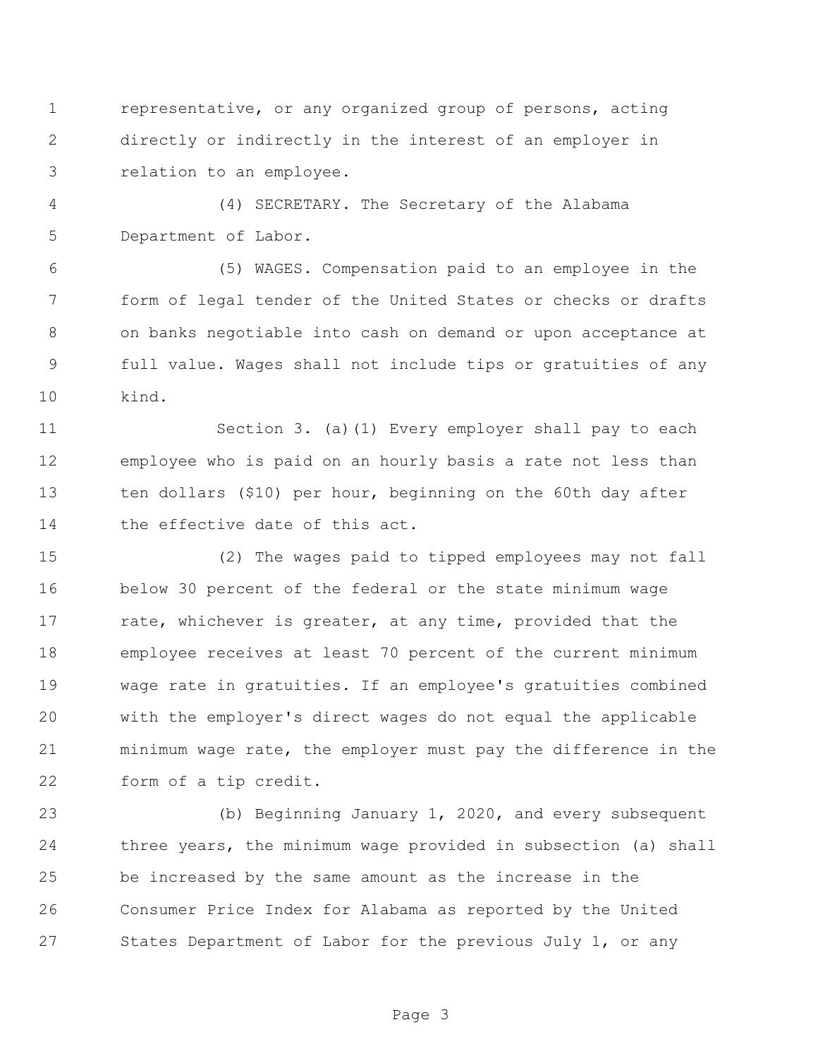representative, or any organized group of persons, acting directly or indirectly in the interest of an employer in relation to an employee.

(4) SECRETARY. The Secretary of the Alabama Department of Labor.

(5) WAGES. Compensation paid to an employee in the form of legal tender of the United States or checks or drafts on banks negotiable into cash on demand or upon acceptance at full value. Wages shall not include tips or gratuities of any kind.

Section 3. (a)(1) Every employer shall pay to each employee who is paid on an hourly basis a rate not less than ten dollars ($10) per hour, beginning on the 60th day after the effective date of this act.

(2) The wages paid to tipped employees may not fall below 30 percent of the federal or the state minimum wage rate, whichever is greater, at any time, provided that the employee receives at least 70 percent of the current minimum wage rate in gratuities. If an employee's gratuities combined with the employer's direct wages do not equal the applicable minimum wage rate, the employer must pay the difference in the form of a tip credit.

(b) Beginning January 1, 2020, and every subsequent three years, the minimum wage provided in subsection (a) shall be increased by the same amount as the increase in the Consumer Price Index for Alabama as reported by the United States Department of Labor for the previous July 1, or any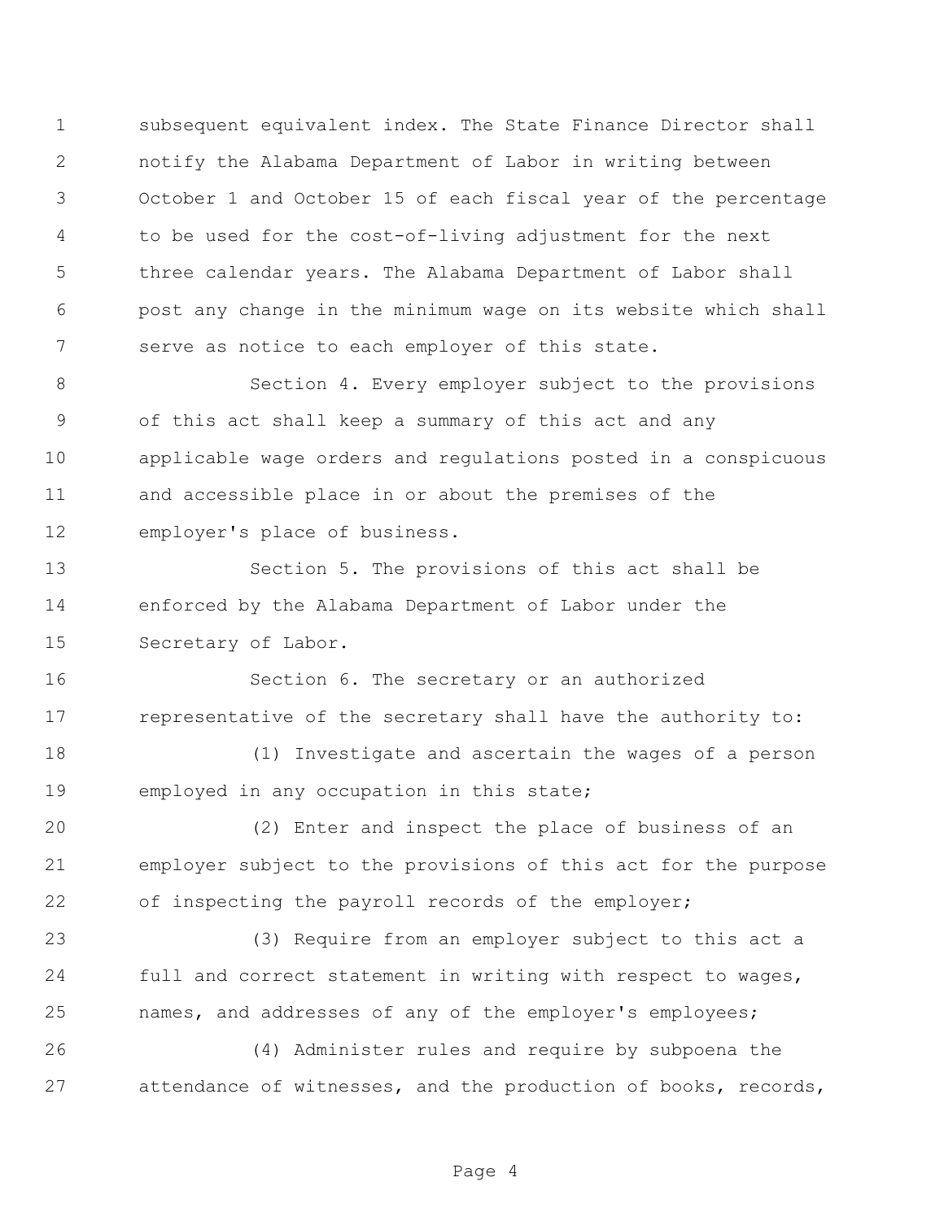subsequent equivalent index. The State Finance Director shall notify the Alabama Department of Labor in writing between October 1 and October 15 of each fiscal year of the percentage to be used for the cost-of-living adjustment for the next three calendar years. The Alabama Department of Labor shall post any change in the minimum wage on its website which shall serve as notice to each employer of this state.

Section 4. Every employer subject to the provisions of this act shall keep a summary of this act and any applicable wage orders and regulations posted in a conspicuous and accessible place in or about the premises of the employer's place of business.

Section 5. The provisions of this act shall be enforced by the Alabama Department of Labor under the Secretary of Labor.

Section 6. The secretary or an authorized representative of the secretary shall have the authority to:

(1) Investigate and ascertain the wages of a person employed in any occupation in this state;

(2) Enter and inspect the place of business of an employer subject to the provisions of this act for the purpose of inspecting the payroll records of the employer;

(3) Require from an employer subject to this act a full and correct statement in writing with respect to wages, names, and addresses of any of the employer's employees;

(4) Administer rules and require by subpoena the attendance of witnesses, and the production of books, records,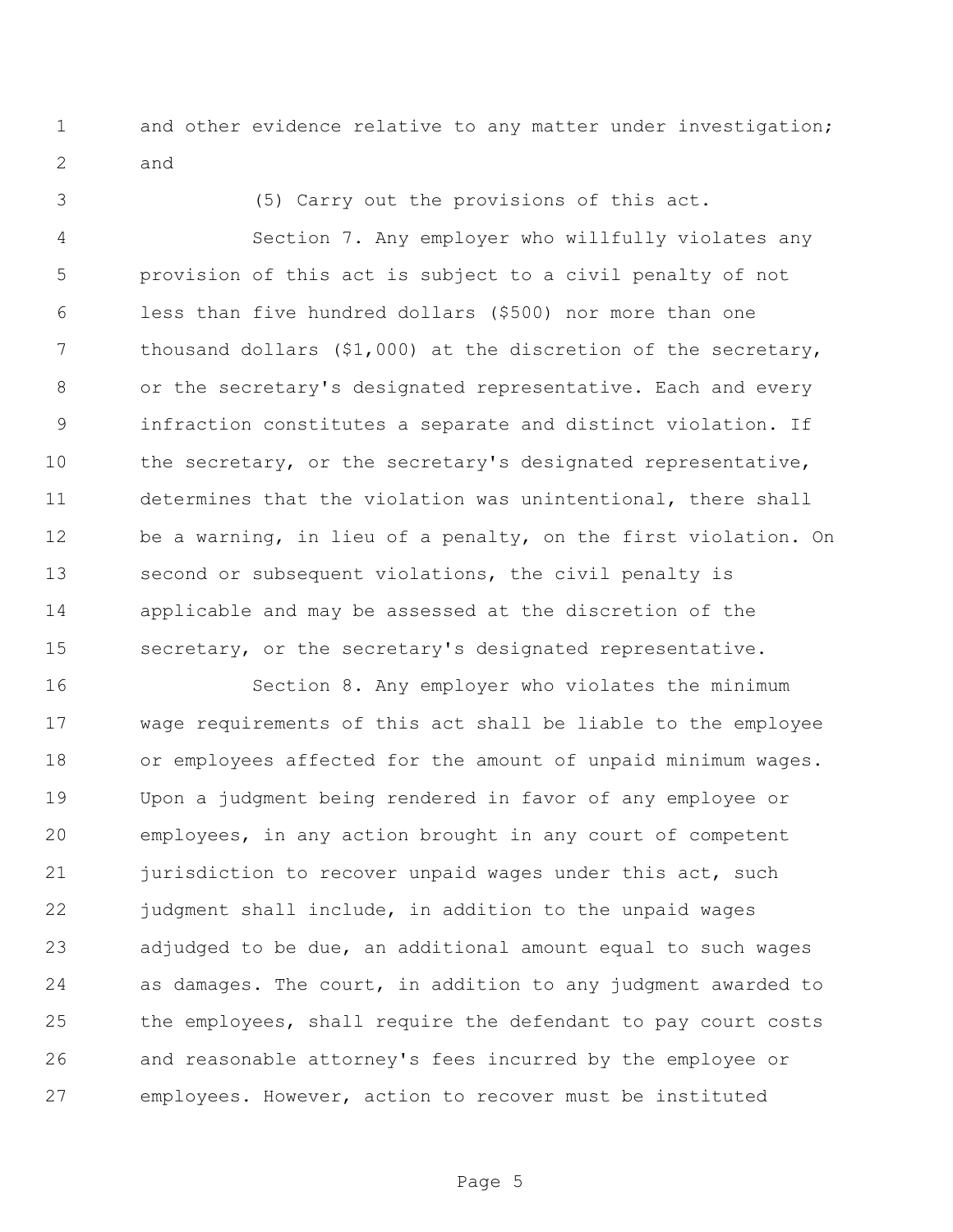and other evidence relative to any matter under investigation; and

(5) Carry out the provisions of this act.

Section 7. Any employer who willfully violates any provision of this act is subject to a civil penalty of not less than five hundred dollars ($500) nor more than one thousand dollars ($1,000) at the discretion of the secretary, or the secretary's designated representative. Each and every infraction constitutes a separate and distinct violation. If the secretary, or the secretary's designated representative, determines that the violation was unintentional, there shall be a warning, in lieu of a penalty, on the first violation. On second or subsequent violations, the civil penalty is applicable and may be assessed at the discretion of the secretary, or the secretary's designated representative.

Section 8. Any employer who violates the minimum wage requirements of this act shall be liable to the employee or employees affected for the amount of unpaid minimum wages. Upon a judgment being rendered in favor of any employee or employees, in any action brought in any court of competent jurisdiction to recover unpaid wages under this act, such judgment shall include, in addition to the unpaid wages adjudged to be due, an additional amount equal to such wages as damages. The court, in addition to any judgment awarded to the employees, shall require the defendant to pay court costs and reasonable attorney's fees incurred by the employee or employees. However, action to recover must be instituted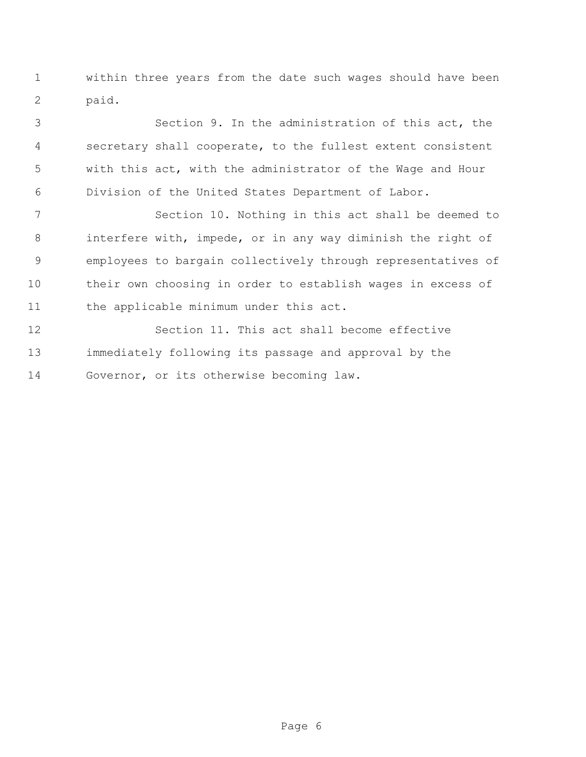within three years from the date such wages should have been paid.

Section 9. In the administration of this act, the secretary shall cooperate, to the fullest extent consistent with this act, with the administrator of the Wage and Hour Division of the United States Department of Labor.

Section 10. Nothing in this act shall be deemed to interfere with, impede, or in any way diminish the right of employees to bargain collectively through representatives of their own choosing in order to establish wages in excess of the applicable minimum under this act.

Section 11. This act shall become effective immediately following its passage and approval by the Governor, or its otherwise becoming law.